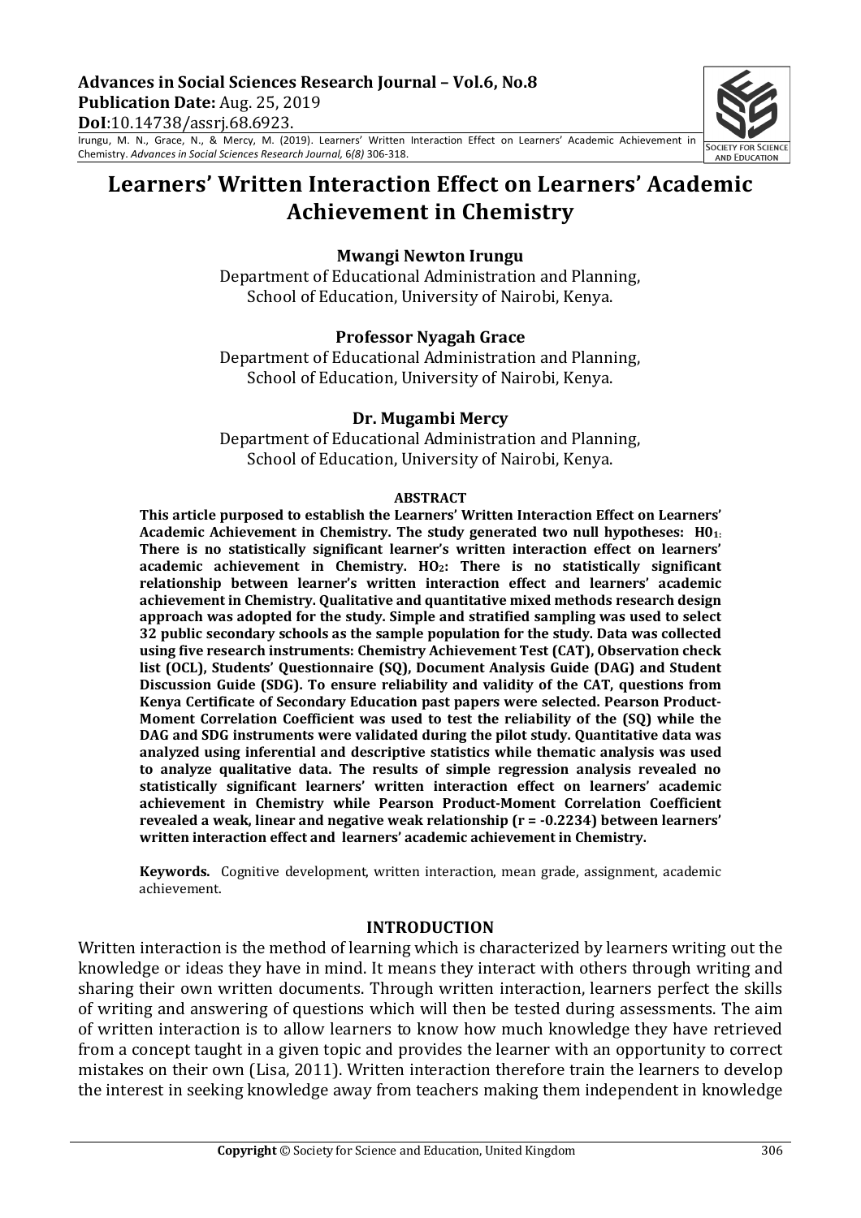# Learners' Written Interaction Effect on Learners' Academic Achievement in Chemistry

**Mwangi Newton Irungu**
Department of Educational Administration and Planning,
School of Education, University of Nairobi, Kenya.

**Professor Nyagah Grace**
Department of Educational Administration and Planning,
School of Education, University of Nairobi, Kenya.

**Dr. Mugambi Mercy**
Department of Educational Administration and Planning,
School of Education, University of Nairobi, Kenya.

## ABSTRACT

**This article purposed to establish the Learners' Written Interaction Effect on Learners' Academic Achievement in Chemistry. The study generated two null hypotheses: $H0_1$: There is no statistically significant learner's written interaction effect on learners' academic achievement in Chemistry. $HO_2$: There is no statistically significant relationship between learner's written interaction effect and learners' academic achievement in Chemistry. Qualitative and quantitative mixed methods research design approach was adopted for the study. Simple and stratified sampling was used to select 32 public secondary schools as the sample population for the study. Data was collected using five research instruments: Chemistry Achievement Test (CAT), Observation check list (OCL), Students' Questionnaire (SQ), Document Analysis Guide (DAG) and Student Discussion Guide (SDG). To ensure reliability and validity of the CAT, questions from Kenya Certificate of Secondary Education past papers were selected. Pearson Product-Moment Correlation Coefficient was used to test the reliability of the (SQ) while the DAG and SDG instruments were validated during the pilot study. Quantitative data was analyzed using inferential and descriptive statistics while thematic analysis was used to analyze qualitative data. The results of simple regression analysis revealed no statistically significant learners' written interaction effect on learners' academic achievement in Chemistry while Pearson Product-Moment Correlation Coefficient revealed a weak, linear and negative weak relationship ($r = -0.2234$) between learners' written interaction effect and learners' academic achievement in Chemistry.**

**Keywords.** Cognitive development, written interaction, mean grade, assignment, academic achievement.

## INTRODUCTION

Written interaction is the method of learning which is characterized by learners writing out the knowledge or ideas they have in mind. It means they interact with others through writing and sharing their own written documents. Through written interaction, learners perfect the skills of writing and answering of questions which will then be tested during assessments. The aim of written interaction is to allow learners to know how much knowledge they have retrieved from a concept taught in a given topic and provides the learner with an opportunity to correct mistakes on their own (Lisa, 2011). Written interaction therefore train the learners to develop the interest in seeking knowledge away from teachers making them independent in knowledge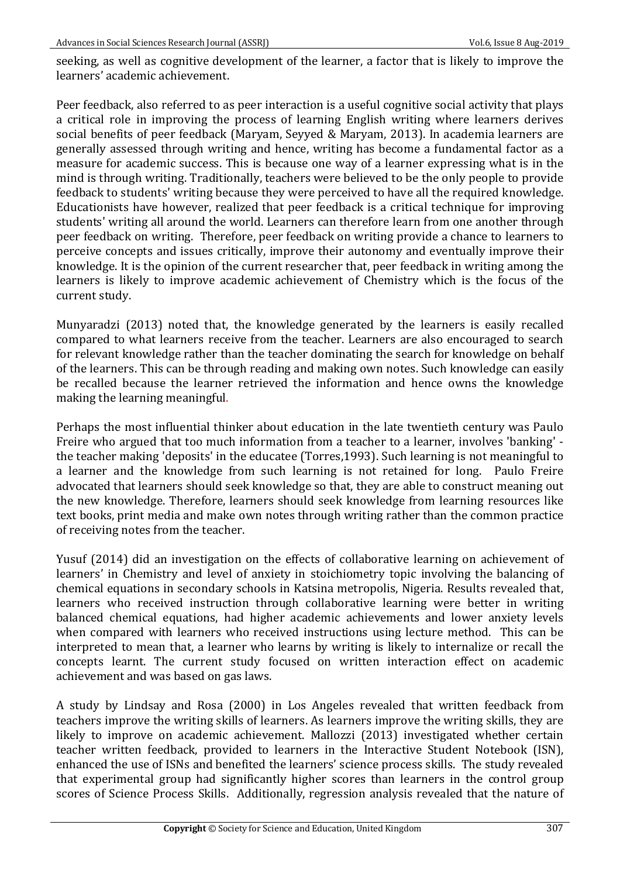seeking, as well as cognitive development of the learner, a factor that is likely to improve the learners' academic achievement.

Peer feedback, also referred to as peer interaction is a useful cognitive social activity that plays a critical role in improving the process of learning English writing where learners derives social benefits of peer feedback (Maryam, Seyyed & Maryam, 2013). In academia learners are generally assessed through writing and hence, writing has become a fundamental factor as a measure for academic success. This is because one way of a learner expressing what is in the mind is through writing. Traditionally, teachers were believed to be the only people to provide feedback to students' writing because they were perceived to have all the required knowledge. Educationists have however, realized that peer feedback is a critical technique for improving students' writing all around the world. Learners can therefore learn from one another through peer feedback on writing. Therefore, peer feedback on writing provide a chance to learners to perceive concepts and issues critically, improve their autonomy and eventually improve their knowledge. It is the opinion of the current researcher that, peer feedback in writing among the learners is likely to improve academic achievement of Chemistry which is the focus of the current study.

Munyaradzi (2013) noted that, the knowledge generated by the learners is easily recalled compared to what learners receive from the teacher. Learners are also encouraged to search for relevant knowledge rather than the teacher dominating the search for knowledge on behalf of the learners. This can be through reading and making own notes. Such knowledge can easily be recalled because the learner retrieved the information and hence owns the knowledge making the learning meaningful.

Perhaps the most influential thinker about education in the late twentieth century was Paulo Freire who argued that too much information from a teacher to a learner, involves 'banking' - the teacher making 'deposits' in the educatee (Torres,1993). Such learning is not meaningful to a learner and the knowledge from such learning is not retained for long. Paulo Freire advocated that learners should seek knowledge so that, they are able to construct meaning out the new knowledge. Therefore, learners should seek knowledge from learning resources like text books, print media and make own notes through writing rather than the common practice of receiving notes from the teacher.

Yusuf (2014) did an investigation on the effects of collaborative learning on achievement of learners' in Chemistry and level of anxiety in stoichiometry topic involving the balancing of chemical equations in secondary schools in Katsina metropolis, Nigeria. Results revealed that, learners who received instruction through collaborative learning were better in writing balanced chemical equations, had higher academic achievements and lower anxiety levels when compared with learners who received instructions using lecture method. This can be interpreted to mean that, a learner who learns by writing is likely to internalize or recall the concepts learnt. The current study focused on written interaction effect on academic achievement and was based on gas laws.

A study by Lindsay and Rosa (2000) in Los Angeles revealed that written feedback from teachers improve the writing skills of learners. As learners improve the writing skills, they are likely to improve on academic achievement. Mallozzi (2013) investigated whether certain teacher written feedback, provided to learners in the Interactive Student Notebook (ISN), enhanced the use of ISNs and benefited the learners' science process skills. The study revealed that experimental group had significantly higher scores than learners in the control group scores of Science Process Skills. Additionally, regression analysis revealed that the nature of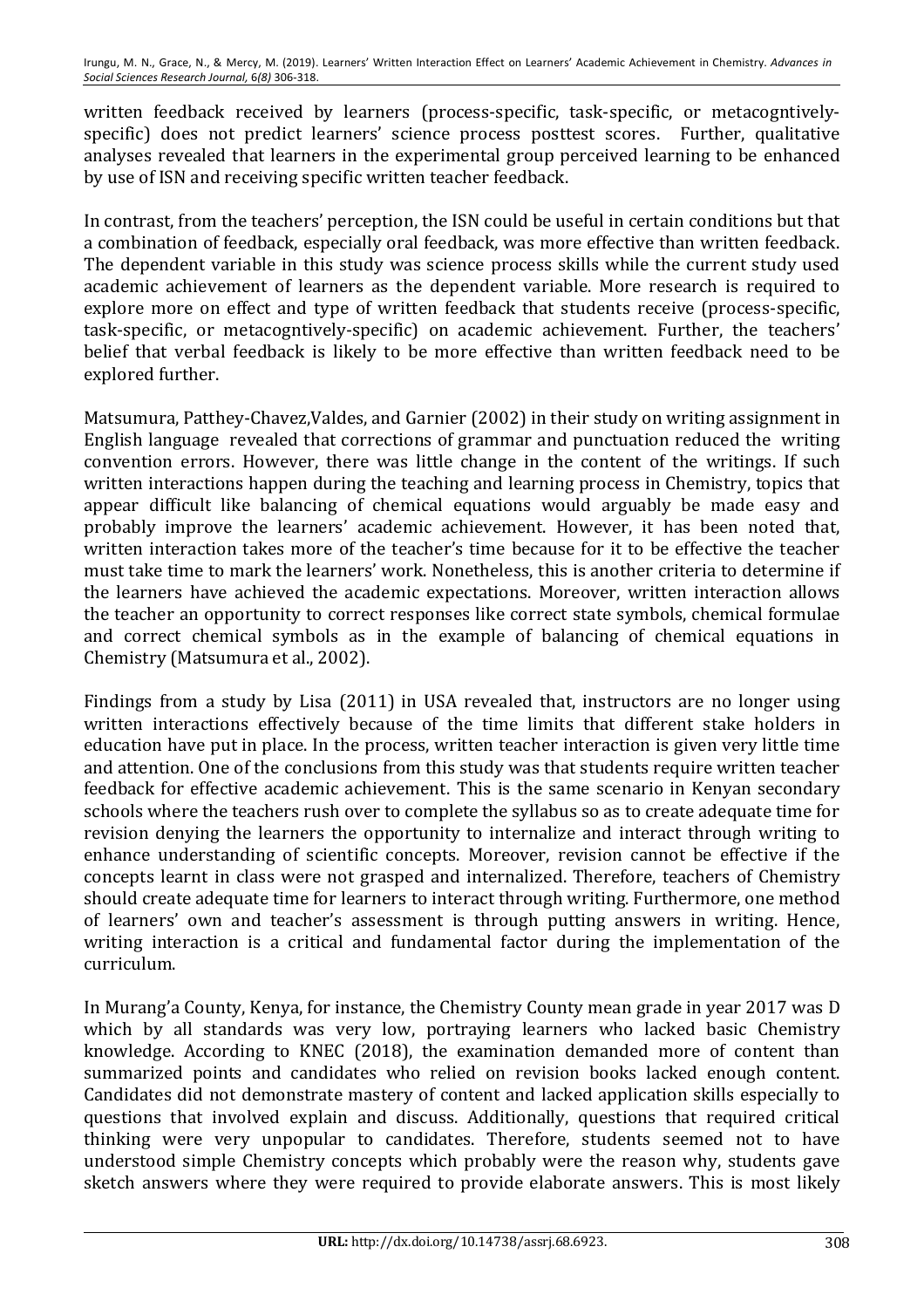written feedback received by learners (process-specific, task-specific, or metacogntively-specific) does not predict learners' science process posttest scores. Further, qualitative analyses revealed that learners in the experimental group perceived learning to be enhanced by use of ISN and receiving specific written teacher feedback.

In contrast, from the teachers' perception, the ISN could be useful in certain conditions but that a combination of feedback, especially oral feedback, was more effective than written feedback. The dependent variable in this study was science process skills while the current study used academic achievement of learners as the dependent variable. More research is required to explore more on effect and type of written feedback that students receive (process-specific, task-specific, or metacogntively-specific) on academic achievement. Further, the teachers' belief that verbal feedback is likely to be more effective than written feedback need to be explored further.

Matsumura, Patthey-Chavez,Valdes, and Garnier (2002) in their study on writing assignment in English language revealed that corrections of grammar and punctuation reduced the writing convention errors. However, there was little change in the content of the writings. If such written interactions happen during the teaching and learning process in Chemistry, topics that appear difficult like balancing of chemical equations would arguably be made easy and probably improve the learners' academic achievement. However, it has been noted that, written interaction takes more of the teacher's time because for it to be effective the teacher must take time to mark the learners' work. Nonetheless, this is another criteria to determine if the learners have achieved the academic expectations. Moreover, written interaction allows the teacher an opportunity to correct responses like correct state symbols, chemical formulae and correct chemical symbols as in the example of balancing of chemical equations in Chemistry (Matsumura et al., 2002).

Findings from a study by Lisa (2011) in USA revealed that, instructors are no longer using written interactions effectively because of the time limits that different stake holders in education have put in place. In the process, written teacher interaction is given very little time and attention. One of the conclusions from this study was that students require written teacher feedback for effective academic achievement. This is the same scenario in Kenyan secondary schools where the teachers rush over to complete the syllabus so as to create adequate time for revision denying the learners the opportunity to internalize and interact through writing to enhance understanding of scientific concepts. Moreover, revision cannot be effective if the concepts learnt in class were not grasped and internalized. Therefore, teachers of Chemistry should create adequate time for learners to interact through writing. Furthermore, one method of learners' own and teacher's assessment is through putting answers in writing. Hence, writing interaction is a critical and fundamental factor during the implementation of the curriculum.

In Murang'a County, Kenya, for instance, the Chemistry County mean grade in year 2017 was D which by all standards was very low, portraying learners who lacked basic Chemistry knowledge. According to KNEC (2018), the examination demanded more of content than summarized points and candidates who relied on revision books lacked enough content. Candidates did not demonstrate mastery of content and lacked application skills especially to questions that involved explain and discuss. Additionally, questions that required critical thinking were very unpopular to candidates. Therefore, students seemed not to have understood simple Chemistry concepts which probably were the reason why, students gave sketch answers where they were required to provide elaborate answers. This is most likely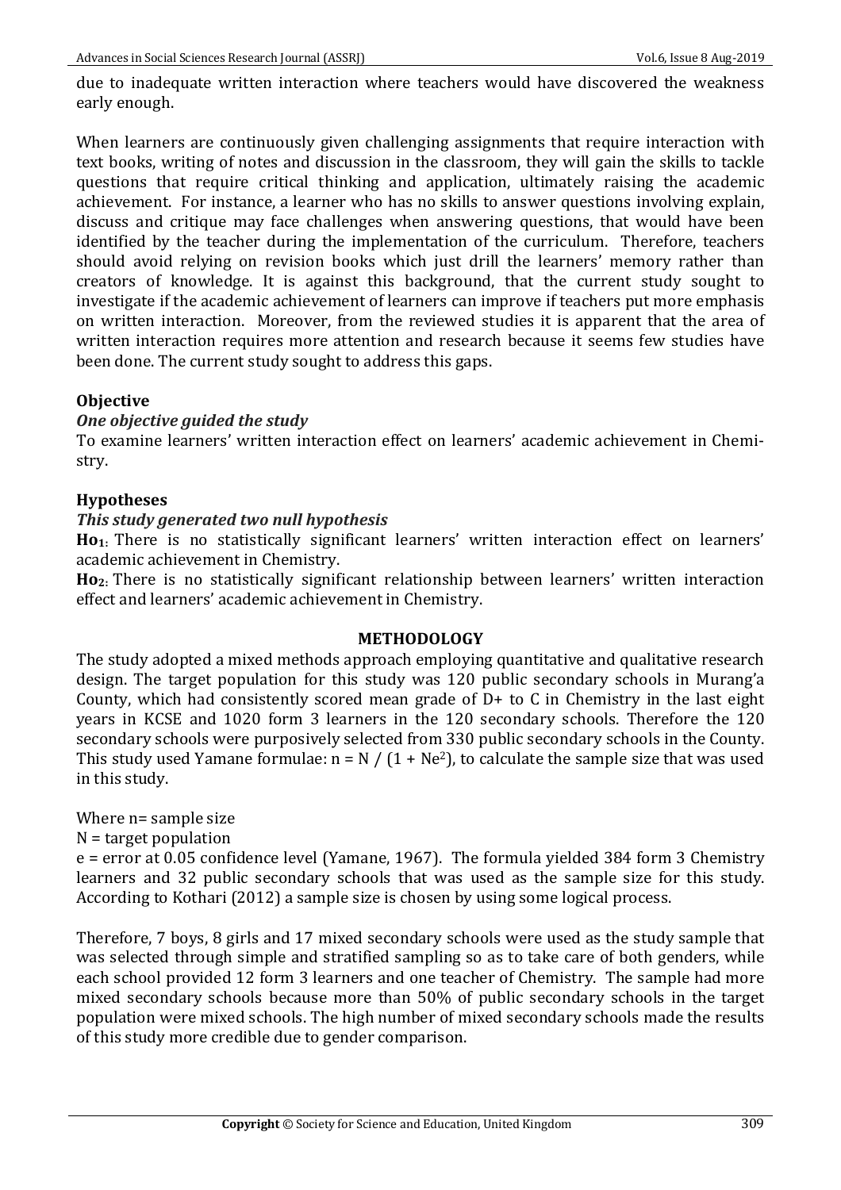due to inadequate written interaction where teachers would have discovered the weakness early enough.

When learners are continuously given challenging assignments that require interaction with text books, writing of notes and discussion in the classroom, they will gain the skills to tackle questions that require critical thinking and application, ultimately raising the academic achievement. For instance, a learner who has no skills to answer questions involving explain, discuss and critique may face challenges when answering questions, that would have been identified by the teacher during the implementation of the curriculum. Therefore, teachers should avoid relying on revision books which just drill the learners' memory rather than creators of knowledge. It is against this background, that the current study sought to investigate if the academic achievement of learners can improve if teachers put more emphasis on written interaction. Moreover, from the reviewed studies it is apparent that the area of written interaction requires more attention and research because it seems few studies have been done. The current study sought to address this gaps.

### Objective

***One objective guided the study***

To examine learners' written interaction effect on learners' academic achievement in Chemistry.

### Hypotheses

***This study generated two null hypothesis***

**$Ho_1$:** There is no statistically significant learners' written interaction effect on learners' academic achievement in Chemistry.

**$Ho_2$:** There is no statistically significant relationship between learners' written interaction effect and learners' academic achievement in Chemistry.

## METHODOLOGY

The study adopted a mixed methods approach employing quantitative and qualitative research design. The target population for this study was 120 public secondary schools in Murang'a County, which had consistently scored mean grade of D+ to C in Chemistry in the last eight years in KCSE and 1020 form 3 learners in the 120 secondary schools. Therefore the 120 secondary schools were purposively selected from 330 public secondary schools in the County. This study used Yamane formulae: $n = N / (1 + Ne^2)$, to calculate the sample size that was used in this study.

Where n= sample size

N = target population

e = error at 0.05 confidence level (Yamane, 1967). The formula yielded 384 form 3 Chemistry learners and 32 public secondary schools that was used as the sample size for this study. According to Kothari (2012) a sample size is chosen by using some logical process.

Therefore, 7 boys, 8 girls and 17 mixed secondary schools were used as the study sample that was selected through simple and stratified sampling so as to take care of both genders, while each school provided 12 form 3 learners and one teacher of Chemistry. The sample had more mixed secondary schools because more than 50% of public secondary schools in the target population were mixed schools. The high number of mixed secondary schools made the results of this study more credible due to gender comparison.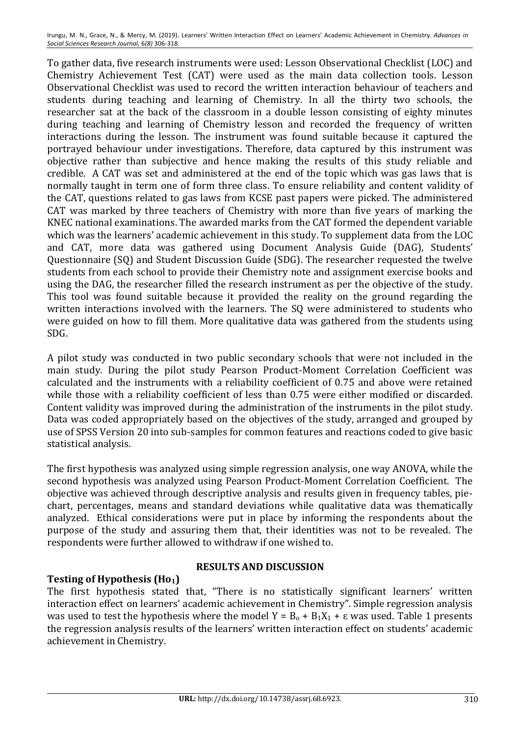To gather data, five research instruments were used: Lesson Observational Checklist (LOC) and Chemistry Achievement Test (CAT) were used as the main data collection tools. Lesson Observational Checklist was used to record the written interaction behaviour of teachers and students during teaching and learning of Chemistry. In all the thirty two schools, the researcher sat at the back of the classroom in a double lesson consisting of eighty minutes during teaching and learning of Chemistry lesson and recorded the frequency of written interactions during the lesson. The instrument was found suitable because it captured the portrayed behaviour under investigations. Therefore, data captured by this instrument was objective rather than subjective and hence making the results of this study reliable and credible. A CAT was set and administered at the end of the topic which was gas laws that is normally taught in term one of form three class. To ensure reliability and content validity of the CAT, questions related to gas laws from KCSE past papers were picked. The administered CAT was marked by three teachers of Chemistry with more than five years of marking the KNEC national examinations. The awarded marks from the CAT formed the dependent variable which was the learners' academic achievement in this study. To supplement data from the LOC and CAT, more data was gathered using Document Analysis Guide (DAG), Students' Questionnaire (SQ) and Student Discussion Guide (SDG). The researcher requested the twelve students from each school to provide their Chemistry note and assignment exercise books and using the DAG, the researcher filled the research instrument as per the objective of the study. This tool was found suitable because it provided the reality on the ground regarding the written interactions involved with the learners. The SQ were administered to students who were guided on how to fill them. More qualitative data was gathered from the students using SDG.

A pilot study was conducted in two public secondary schools that were not included in the main study. During the pilot study Pearson Product-Moment Correlation Coefficient was calculated and the instruments with a reliability coefficient of 0.75 and above were retained while those with a reliability coefficient of less than 0.75 were either modified or discarded. Content validity was improved during the administration of the instruments in the pilot study. Data was coded appropriately based on the objectives of the study, arranged and grouped by use of SPSS Version 20 into sub-samples for common features and reactions coded to give basic statistical analysis.

The first hypothesis was analyzed using simple regression analysis, one way ANOVA, while the second hypothesis was analyzed using Pearson Product-Moment Correlation Coefficient. The objective was achieved through descriptive analysis and results given in frequency tables, pie-chart, percentages, means and standard deviations while qualitative data was thematically analyzed. Ethical considerations were put in place by informing the respondents about the purpose of the study and assuring them that, their identities was not to be revealed. The respondents were further allowed to withdraw if one wished to.

## RESULTS AND DISCUSSION

### Testing of Hypothesis ($Ho_1$)

The first hypothesis stated that, "There is no statistically significant learners' written interaction effect on learners' academic achievement in Chemistry". Simple regression analysis was used to test the hypothesis where the model $Y = B_o + B_1X_1 + \varepsilon$ was used. Table 1 presents the regression analysis results of the learners' written interaction effect on students' academic achievement in Chemistry.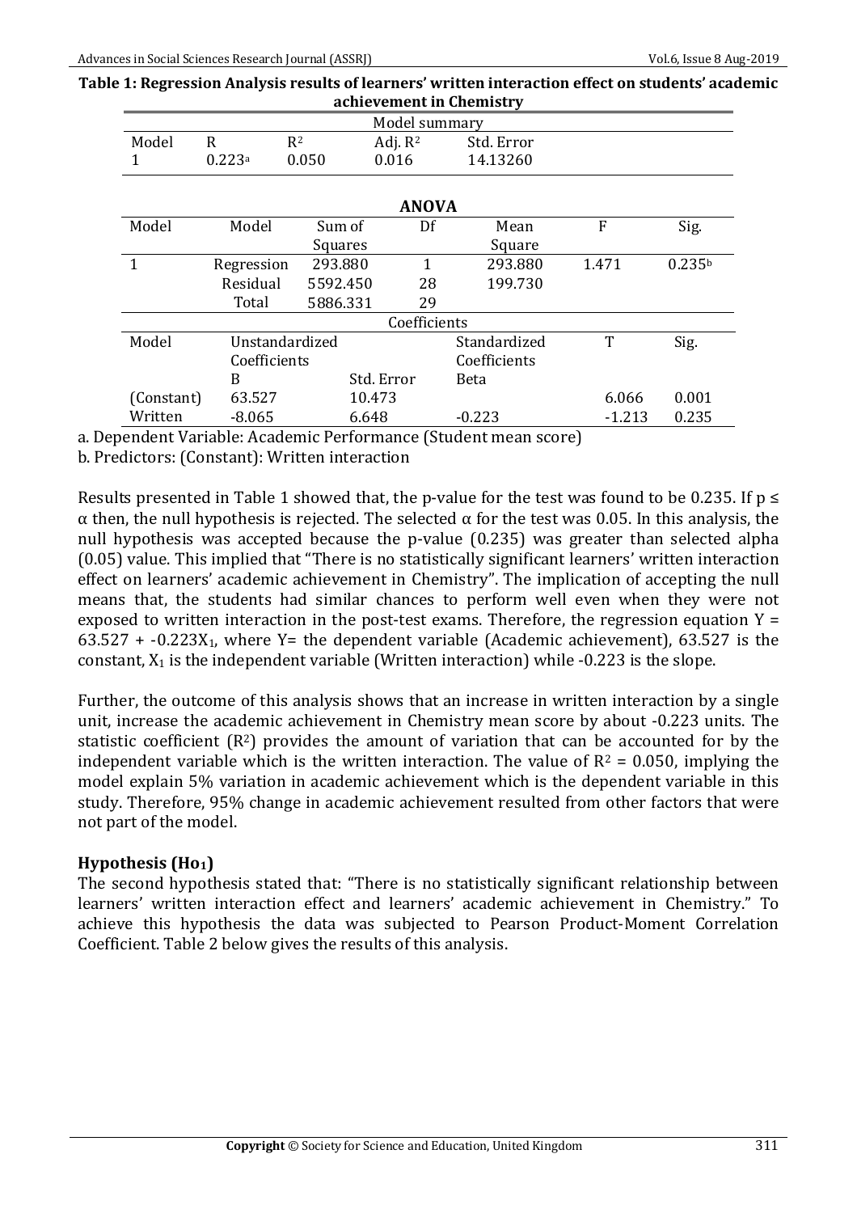**Table 1: Regression Analysis results of learners' written interaction effect on students' academic achievement in Chemistry**

| Model summary | | | | |
|---|---|---|---|---|
| Model | R | $R^2$ | Adj. $R^2$ | Std. Error |
| 1 | 0.223[a] | 0.050 | 0.016 | 14.13260 |

**ANOVA**

| Model | Model | Sum of Squares | Df | Mean Square | F | Sig. |
|---|---|---|---|---|---|---|
| 1 | Regression | 293.880 | 1 | 293.880 | 1.471 | 0.235[b] |
| | Residual | 5592.450 | 28 | 199.730 | | |
| | Total | 5886.331 | 29 | | | |

| Coefficients | | | | | |
|---|---|---|---|---|---|
| Model | Unstandardized Coefficients | | Standardized Coefficients | T | Sig. |
| | B | Std. Error | Beta | | |
| (Constant) | 63.527 | 10.473 | | 6.066 | 0.001 |
| Written | -8.065 | 6.648 | -0.223 | -1.213 | 0.235 |

a. Dependent Variable: Academic Performance (Student mean score)

b. Predictors: (Constant): Written interaction

Results presented in Table 1 showed that, the p-value for the test was found to be 0.235. If $p \leq \alpha$ then, the null hypothesis is rejected. The selected $\alpha$ for the test was 0.05. In this analysis, the null hypothesis was accepted because the p-value (0.235) was greater than selected alpha (0.05) value. This implied that "There is no statistically significant learners' written interaction effect on learners' academic achievement in Chemistry". The implication of accepting the null means that, the students had similar chances to perform well even when they were not exposed to written interaction in the post-test exams. Therefore, the regression equation $Y = 63.527 + -0.223X_1$, where Y= the dependent variable (Academic achievement), 63.527 is the constant, $X_1$ is the independent variable (Written interaction) while -0.223 is the slope.

Further, the outcome of this analysis shows that an increase in written interaction by a single unit, increase the academic achievement in Chemistry mean score by about -0.223 units. The statistic coefficient ($R^2$) provides the amount of variation that can be accounted for by the independent variable which is the written interaction. The value of $R^2 = 0.050$, implying the model explain 5% variation in academic achievement which is the dependent variable in this study. Therefore, 95% change in academic achievement resulted from other factors that were not part of the model.

## Hypothesis ($Ho_1$)

The second hypothesis stated that: "There is no statistically significant relationship between learners' written interaction effect and learners' academic achievement in Chemistry." To achieve this hypothesis the data was subjected to Pearson Product-Moment Correlation Coefficient. Table 2 below gives the results of this analysis.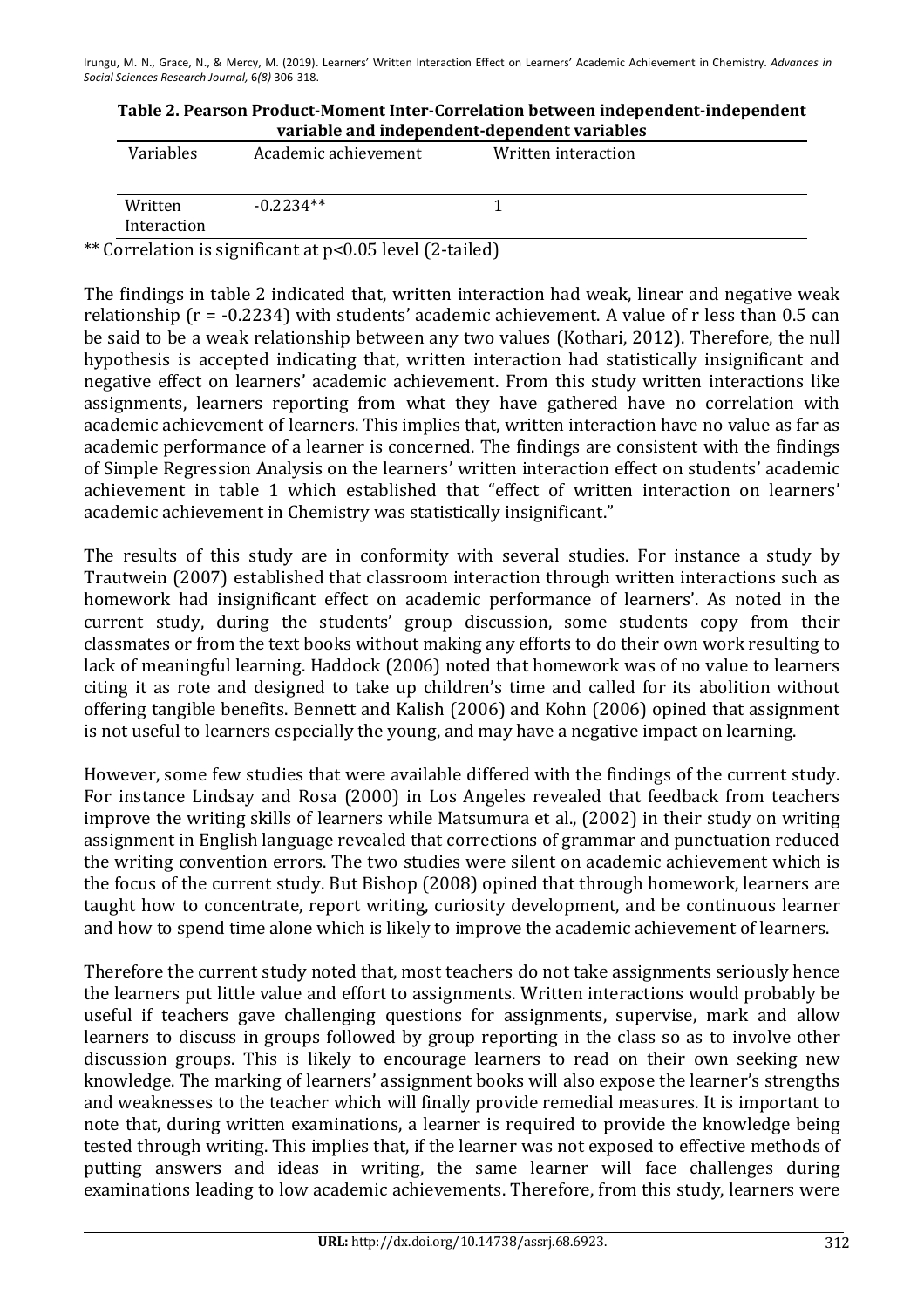**Table 2. Pearson Product-Moment Inter-Correlation between independent-independent variable and independent-dependent variables**

| Variables | Academic achievement | Written interaction |
|---|---|---|
| Written Interaction | -0.2234** | 1 |

** Correlation is significant at p<0.05 level (2-tailed)

The findings in table 2 indicated that, written interaction had weak, linear and negative weak relationship (r = -0.2234) with students' academic achievement. A value of r less than 0.5 can be said to be a weak relationship between any two values (Kothari, 2012). Therefore, the null hypothesis is accepted indicating that, written interaction had statistically insignificant and negative effect on learners' academic achievement. From this study written interactions like assignments, learners reporting from what they have gathered have no correlation with academic achievement of learners. This implies that, written interaction have no value as far as academic performance of a learner is concerned. The findings are consistent with the findings of Simple Regression Analysis on the learners' written interaction effect on students' academic achievement in table 1 which established that "effect of written interaction on learners' academic achievement in Chemistry was statistically insignificant."

The results of this study are in conformity with several studies. For instance a study by Trautwein (2007) established that classroom interaction through written interactions such as homework had insignificant effect on academic performance of learners'. As noted in the current study, during the students' group discussion, some students copy from their classmates or from the text books without making any efforts to do their own work resulting to lack of meaningful learning. Haddock (2006) noted that homework was of no value to learners citing it as rote and designed to take up children's time and called for its abolition without offering tangible benefits. Bennett and Kalish (2006) and Kohn (2006) opined that assignment is not useful to learners especially the young, and may have a negative impact on learning.

However, some few studies that were available differed with the findings of the current study. For instance Lindsay and Rosa (2000) in Los Angeles revealed that feedback from teachers improve the writing skills of learners while Matsumura et al., (2002) in their study on writing assignment in English language revealed that corrections of grammar and punctuation reduced the writing convention errors. The two studies were silent on academic achievement which is the focus of the current study. But Bishop (2008) opined that through homework, learners are taught how to concentrate, report writing, curiosity development, and be continuous learner and how to spend time alone which is likely to improve the academic achievement of learners.

Therefore the current study noted that, most teachers do not take assignments seriously hence the learners put little value and effort to assignments. Written interactions would probably be useful if teachers gave challenging questions for assignments, supervise, mark and allow learners to discuss in groups followed by group reporting in the class so as to involve other discussion groups. This is likely to encourage learners to read on their own seeking new knowledge. The marking of learners' assignment books will also expose the learner's strengths and weaknesses to the teacher which will finally provide remedial measures. It is important to note that, during written examinations, a learner is required to provide the knowledge being tested through writing. This implies that, if the learner was not exposed to effective methods of putting answers and ideas in writing, the same learner will face challenges during examinations leading to low academic achievements. Therefore, from this study, learners were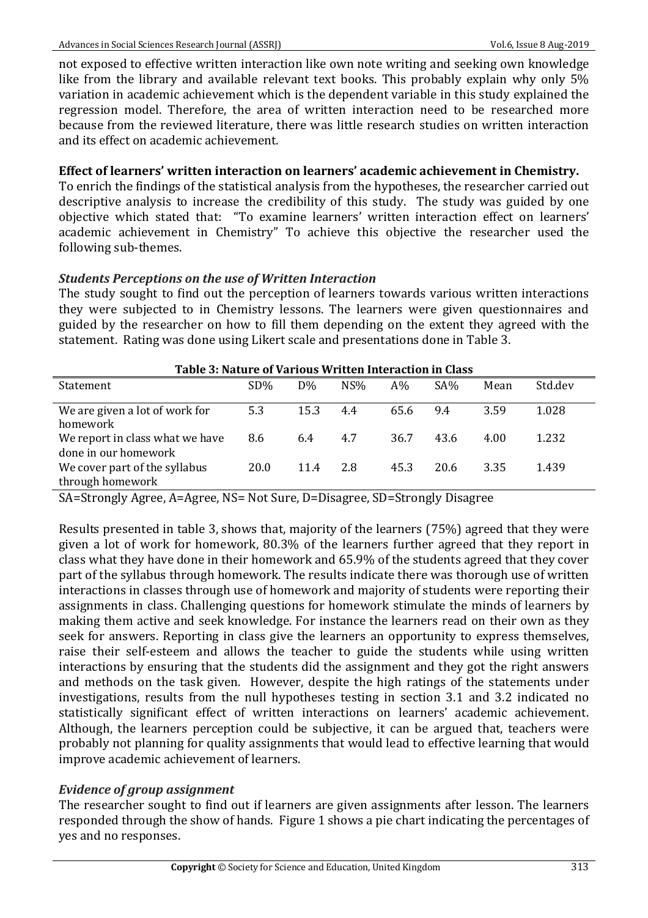not exposed to effective written interaction like own note writing and seeking own knowledge like from the library and available relevant text books. This probably explain why only 5% variation in academic achievement which is the dependent variable in this study explained the regression model. Therefore, the area of written interaction need to be researched more because from the reviewed literature, there was little research studies on written interaction and its effect on academic achievement.

**Effect of learners' written interaction on learners' academic achievement in Chemistry.**

To enrich the findings of the statistical analysis from the hypotheses, the researcher carried out descriptive analysis to increase the credibility of this study. The study was guided by one objective which stated that: "To examine learners' written interaction effect on learners' academic achievement in Chemistry" To achieve this objective the researcher used the following sub-themes.

***Students Perceptions on the use of Written Interaction***

The study sought to find out the perception of learners towards various written interactions they were subjected to in Chemistry lessons. The learners were given questionnaires and guided by the researcher on how to fill them depending on the extent they agreed with the statement. Rating was done using Likert scale and presentations done in Table 3.

**Table 3: Nature of Various Written Interaction in Class**

| Statement | SD% | D% | NS% | A% | SA% | Mean | Std.dev |
|---|---|---|---|---|---|---|---|
| We are given a lot of work for homework | 5.3 | 15.3 | 4.4 | 65.6 | 9.4 | 3.59 | 1.028 |
| We report in class what we have done in our homework | 8.6 | 6.4 | 4.7 | 36.7 | 43.6 | 4.00 | 1.232 |
| We cover part of the syllabus through homework | 20.0 | 11.4 | 2.8 | 45.3 | 20.6 | 3.35 | 1.439 |

SA=Strongly Agree, A=Agree, NS= Not Sure, D=Disagree, SD=Strongly Disagree

Results presented in table 3, shows that, majority of the learners (75%) agreed that they were given a lot of work for homework, 80.3% of the learners further agreed that they report in class what they have done in their homework and 65.9% of the students agreed that they cover part of the syllabus through homework. The results indicate there was thorough use of written interactions in classes through use of homework and majority of students were reporting their assignments in class. Challenging questions for homework stimulate the minds of learners by making them active and seek knowledge. For instance the learners read on their own as they seek for answers. Reporting in class give the learners an opportunity to express themselves, raise their self-esteem and allows the teacher to guide the students while using written interactions by ensuring that the students did the assignment and they got the right answers and methods on the task given. However, despite the high ratings of the statements under investigations, results from the null hypotheses testing in section 3.1 and 3.2 indicated no statistically significant effect of written interactions on learners' academic achievement. Although, the learners perception could be subjective, it can be argued that, teachers were probably not planning for quality assignments that would lead to effective learning that would improve academic achievement of learners.

***Evidence of group assignment***

The researcher sought to find out if learners are given assignments after lesson. The learners responded through the show of hands. Figure 1 shows a pie chart indicating the percentages of yes and no responses.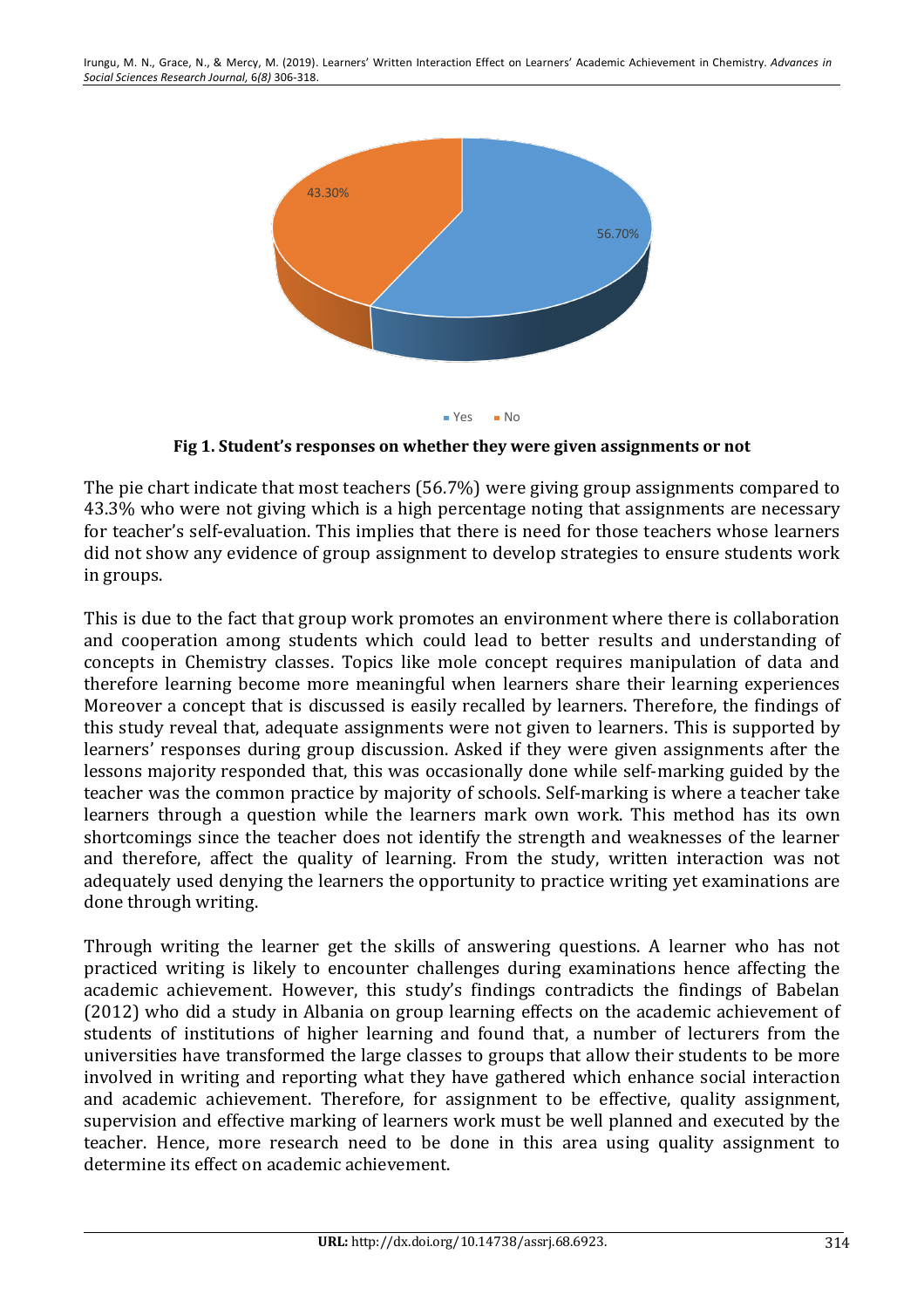43.30%

56.70%

Yes No

**Fig 1. Student's responses on whether they were given assignments or not**

The pie chart indicate that most teachers (56.7%) were giving group assignments compared to 43.3% who were not giving which is a high percentage noting that assignments are necessary for teacher's self-evaluation. This implies that there is need for those teachers whose learners did not show any evidence of group assignment to develop strategies to ensure students work in groups.

This is due to the fact that group work promotes an environment where there is collaboration and cooperation among students which could lead to better results and understanding of concepts in Chemistry classes. Topics like mole concept requires manipulation of data and therefore learning become more meaningful when learners share their learning experiences Moreover a concept that is discussed is easily recalled by learners. Therefore, the findings of this study reveal that, adequate assignments were not given to learners. This is supported by learners' responses during group discussion. Asked if they were given assignments after the lessons majority responded that, this was occasionally done while self-marking guided by the teacher was the common practice by majority of schools. Self-marking is where a teacher take learners through a question while the learners mark own work. This method has its own shortcomings since the teacher does not identify the strength and weaknesses of the learner and therefore, affect the quality of learning. From the study, written interaction was not adequately used denying the learners the opportunity to practice writing yet examinations are done through writing.

Through writing the learner get the skills of answering questions. A learner who has not practiced writing is likely to encounter challenges during examinations hence affecting the academic achievement. However, this study's findings contradicts the findings of Babelan (2012) who did a study in Albania on group learning effects on the academic achievement of students of institutions of higher learning and found that, a number of lecturers from the universities have transformed the large classes to groups that allow their students to be more involved in writing and reporting what they have gathered which enhance social interaction and academic achievement. Therefore, for assignment to be effective, quality assignment, supervision and effective marking of learners work must be well planned and executed by the teacher. Hence, more research need to be done in this area using quality assignment to determine its effect on academic achievement.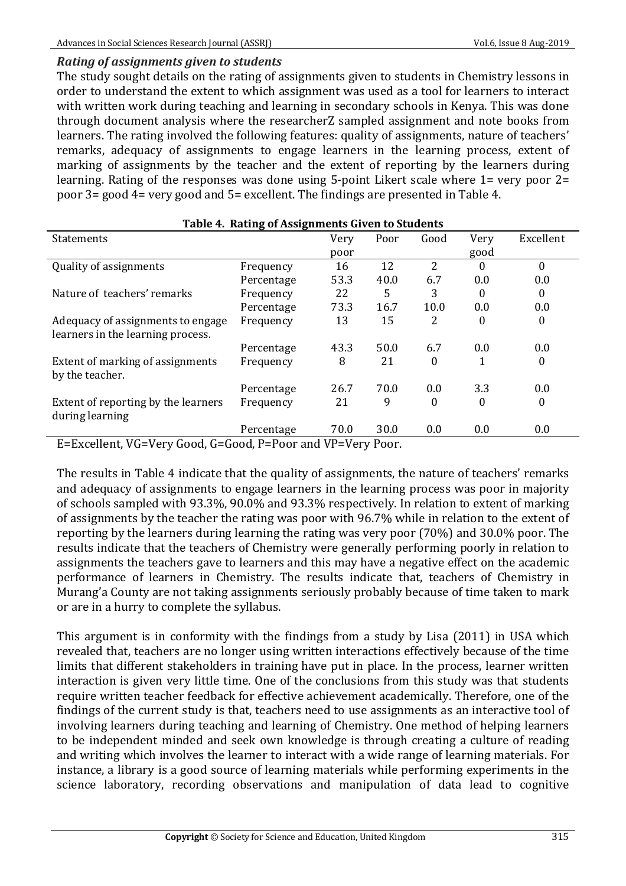### *Rating of assignments given to students*

The study sought details on the rating of assignments given to students in Chemistry lessons in order to understand the extent to which assignment was used as a tool for learners to interact with written work during teaching and learning in secondary schools in Kenya. This was done through document analysis where the researcherZ sampled assignment and note books from learners. The rating involved the following features: quality of assignments, nature of teachers' remarks, adequacy of assignments to engage learners in the learning process, extent of marking of assignments by the teacher and the extent of reporting by the learners during learning. Rating of the responses was done using 5-point Likert scale where 1= very poor 2= poor 3= good 4= very good and 5= excellent. The findings are presented in Table 4.

**Table 4. Rating of Assignments Given to Students**

| Statements | | Very poor | Poor | Good | Very good | Excellent |
|---|---|---|---|---|---|---|
| Quality of assignments | Frequency | 16 | 12 | 2 | 0 | 0 |
| | Percentage | 53.3 | 40.0 | 6.7 | 0.0 | 0.0 |
| Nature of teachers' remarks | Frequency | 22 | 5 | 3 | 0 | 0 |
| | Percentage | 73.3 | 16.7 | 10.0 | 0.0 | 0.0 |
| Adequacy of assignments to engage learners in the learning process. | Frequency | 13 | 15 | 2 | 0 | 0 |
| | Percentage | 43.3 | 50.0 | 6.7 | 0.0 | 0.0 |
| Extent of marking of assignments by the teacher. | Frequency | 8 | 21 | 0 | 1 | 0 |
| | Percentage | 26.7 | 70.0 | 0.0 | 3.3 | 0.0 |
| Extent of reporting by the learners during learning | Frequency | 21 | 9 | 0 | 0 | 0 |
| | Percentage | 70.0 | 30.0 | 0.0 | 0.0 | 0.0 |

E=Excellent, VG=Very Good, G=Good, P=Poor and VP=Very Poor.

The results in Table 4 indicate that the quality of assignments, the nature of teachers' remarks and adequacy of assignments to engage learners in the learning process was poor in majority of schools sampled with 93.3%, 90.0% and 93.3% respectively. In relation to extent of marking of assignments by the teacher the rating was poor with 96.7% while in relation to the extent of reporting by the learners during learning the rating was very poor (70%) and 30.0% poor. The results indicate that the teachers of Chemistry were generally performing poorly in relation to assignments the teachers gave to learners and this may have a negative effect on the academic performance of learners in Chemistry. The results indicate that, teachers of Chemistry in Murang'a County are not taking assignments seriously probably because of time taken to mark or are in a hurry to complete the syllabus.

This argument is in conformity with the findings from a study by Lisa (2011) in USA which revealed that, teachers are no longer using written interactions effectively because of the time limits that different stakeholders in training have put in place. In the process, learner written interaction is given very little time. One of the conclusions from this study was that students require written teacher feedback for effective achievement academically. Therefore, one of the findings of the current study is that, teachers need to use assignments as an interactive tool of involving learners during teaching and learning of Chemistry. One method of helping learners to be independent minded and seek own knowledge is through creating a culture of reading and writing which involves the learner to interact with a wide range of learning materials. For instance, a library is a good source of learning materials while performing experiments in the science laboratory, recording observations and manipulation of data lead to cognitive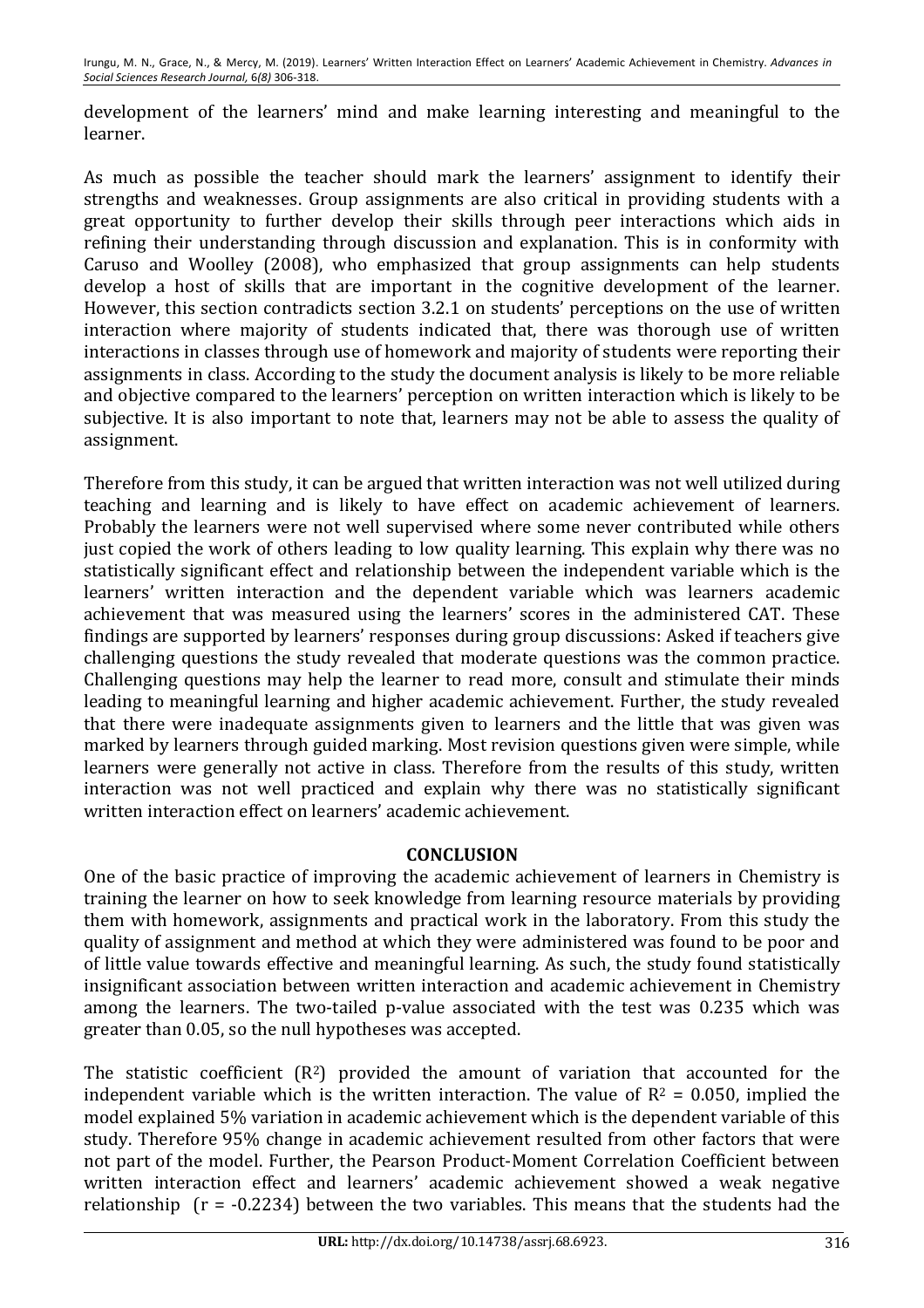development of the learners' mind and make learning interesting and meaningful to the learner.

As much as possible the teacher should mark the learners' assignment to identify their strengths and weaknesses. Group assignments are also critical in providing students with a great opportunity to further develop their skills through peer interactions which aids in refining their understanding through discussion and explanation. This is in conformity with Caruso and Woolley (2008), who emphasized that group assignments can help students develop a host of skills that are important in the cognitive development of the learner. However, this section contradicts section 3.2.1 on students' perceptions on the use of written interaction where majority of students indicated that, there was thorough use of written interactions in classes through use of homework and majority of students were reporting their assignments in class. According to the study the document analysis is likely to be more reliable and objective compared to the learners' perception on written interaction which is likely to be subjective. It is also important to note that, learners may not be able to assess the quality of assignment.

Therefore from this study, it can be argued that written interaction was not well utilized during teaching and learning and is likely to have effect on academic achievement of learners. Probably the learners were not well supervised where some never contributed while others just copied the work of others leading to low quality learning. This explain why there was no statistically significant effect and relationship between the independent variable which is the learners' written interaction and the dependent variable which was learners academic achievement that was measured using the learners' scores in the administered CAT. These findings are supported by learners' responses during group discussions: Asked if teachers give challenging questions the study revealed that moderate questions was the common practice. Challenging questions may help the learner to read more, consult and stimulate their minds leading to meaningful learning and higher academic achievement. Further, the study revealed that there were inadequate assignments given to learners and the little that was given was marked by learners through guided marking. Most revision questions given were simple, while learners were generally not active in class. Therefore from the results of this study, written interaction was not well practiced and explain why there was no statistically significant written interaction effect on learners' academic achievement.

## CONCLUSION

One of the basic practice of improving the academic achievement of learners in Chemistry is training the learner on how to seek knowledge from learning resource materials by providing them with homework, assignments and practical work in the laboratory. From this study the quality of assignment and method at which they were administered was found to be poor and of little value towards effective and meaningful learning. As such, the study found statistically insignificant association between written interaction and academic achievement in Chemistry among the learners. The two-tailed p-value associated with the test was 0.235 which was greater than 0.05, so the null hypotheses was accepted.

The statistic coefficient ($R^2$) provided the amount of variation that accounted for the independent variable which is the written interaction. The value of $R^2 = 0.050$, implied the model explained 5% variation in academic achievement which is the dependent variable of this study. Therefore 95% change in academic achievement resulted from other factors that were not part of the model. Further, the Pearson Product-Moment Correlation Coefficient between written interaction effect and learners' academic achievement showed a weak negative relationship ($r = -0.2234$) between the two variables. This means that the students had the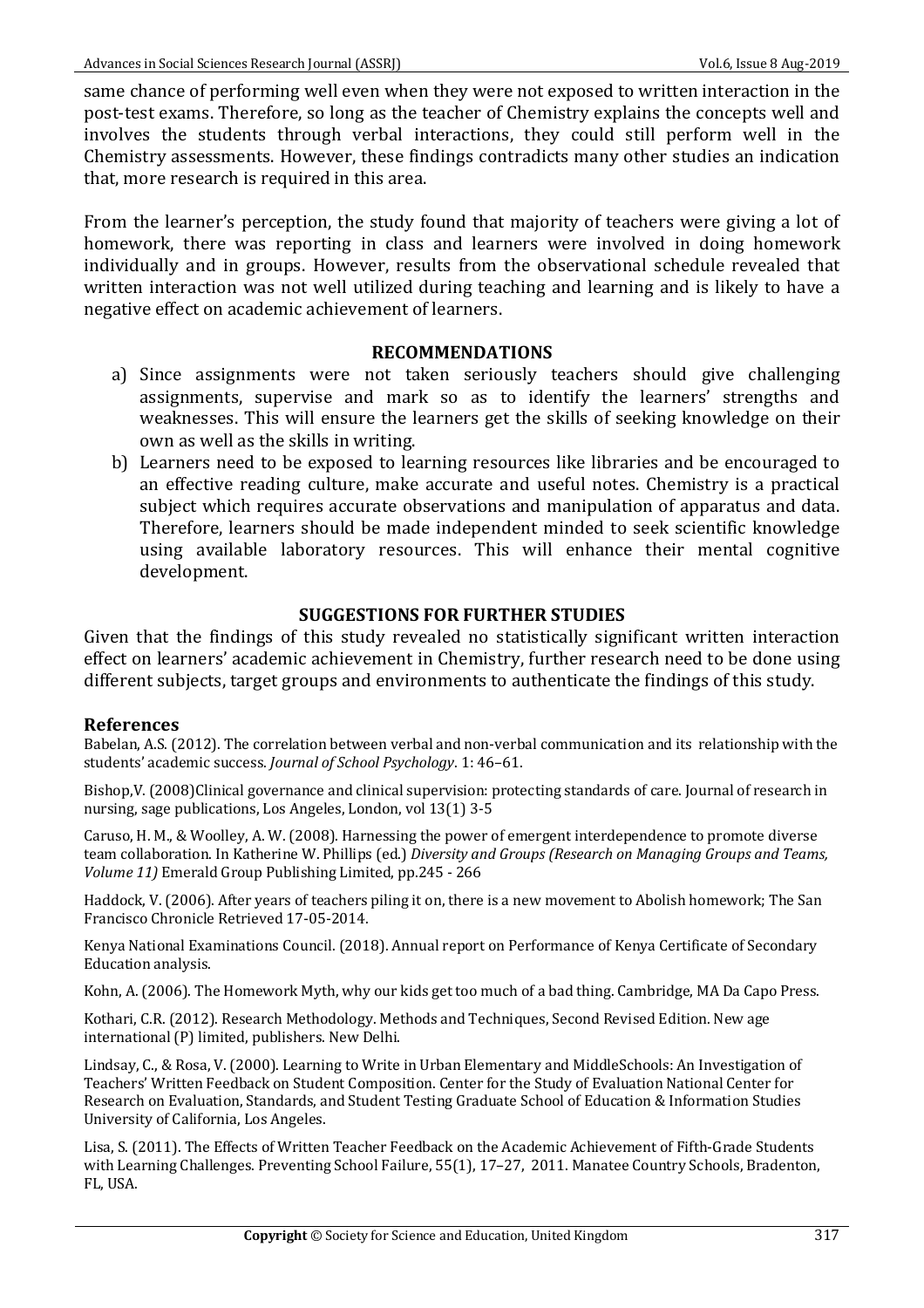same chance of performing well even when they were not exposed to written interaction in the post-test exams. Therefore, so long as the teacher of Chemistry explains the concepts well and involves the students through verbal interactions, they could still perform well in the Chemistry assessments. However, these findings contradicts many other studies an indication that, more research is required in this area.

From the learner's perception, the study found that majority of teachers were giving a lot of homework, there was reporting in class and learners were involved in doing homework individually and in groups. However, results from the observational schedule revealed that written interaction was not well utilized during teaching and learning and is likely to have a negative effect on academic achievement of learners.

## RECOMMENDATIONS

a) Since assignments were not taken seriously teachers should give challenging assignments, supervise and mark so as to identify the learners' strengths and weaknesses. This will ensure the learners get the skills of seeking knowledge on their own as well as the skills in writing.

b) Learners need to be exposed to learning resources like libraries and be encouraged to an effective reading culture, make accurate and useful notes. Chemistry is a practical subject which requires accurate observations and manipulation of apparatus and data. Therefore, learners should be made independent minded to seek scientific knowledge using available laboratory resources. This will enhance their mental cognitive development.

## SUGGESTIONS FOR FURTHER STUDIES

Given that the findings of this study revealed no statistically significant written interaction effect on learners' academic achievement in Chemistry, further research need to be done using different subjects, target groups and environments to authenticate the findings of this study.

## References

Babelan, A.S. (2012). The correlation between verbal and non-verbal communication and its relationship with the students' academic success. *Journal of School Psychology*. 1: 46–61.

Bishop,V. (2008)Clinical governance and clinical supervision: protecting standards of care. Journal of research in nursing, sage publications, Los Angeles, London, vol 13(1) 3-5

Caruso, H. M., & Woolley, A. W. (2008). Harnessing the power of emergent interdependence to promote diverse team collaboration. In Katherine W. Phillips (ed.) *Diversity and Groups (Research on Managing Groups and Teams, Volume 11)* Emerald Group Publishing Limited, pp.245 - 266

Haddock, V. (2006). After years of teachers piling it on, there is a new movement to Abolish homework; The San Francisco Chronicle Retrieved 17-05-2014.

Kenya National Examinations Council. (2018). Annual report on Performance of Kenya Certificate of Secondary Education analysis.

Kohn, A. (2006). The Homework Myth, why our kids get too much of a bad thing. Cambridge, MA Da Capo Press.

Kothari, C.R. (2012). Research Methodology. Methods and Techniques, Second Revised Edition. New age international (P) limited, publishers. New Delhi.

Lindsay, C., & Rosa, V. (2000). Learning to Write in Urban Elementary and MiddleSchools: An Investigation of Teachers' Written Feedback on Student Composition. Center for the Study of Evaluation National Center for Research on Evaluation, Standards, and Student Testing Graduate School of Education & Information Studies University of California, Los Angeles.

Lisa, S. (2011). The Effects of Written Teacher Feedback on the Academic Achievement of Fifth-Grade Students with Learning Challenges. Preventing School Failure, 55(1), 17–27, 2011. Manatee Country Schools, Bradenton, FL, USA.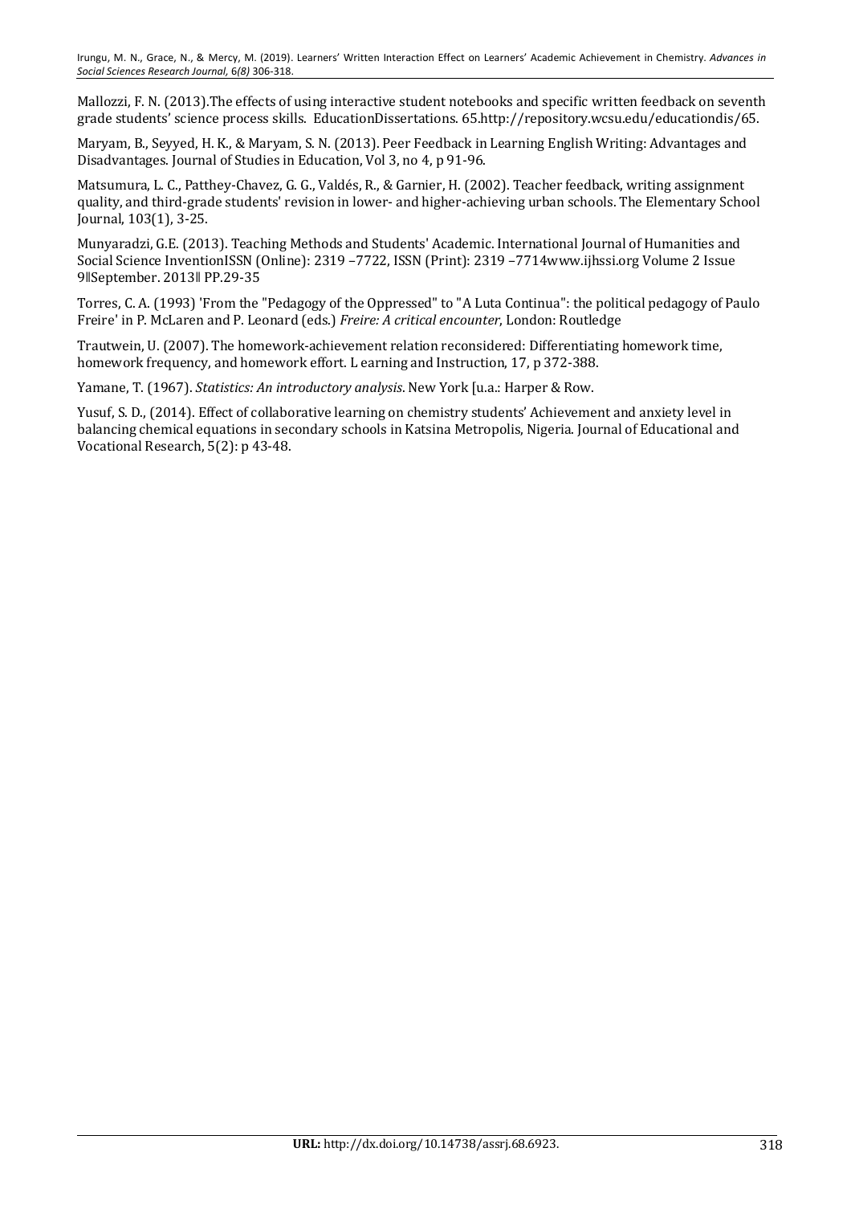Mallozzi, F. N. (2013).The effects of using interactive student notebooks and specific written feedback on seventh grade students' science process skills. EducationDissertations. 65.http://repository.wcsu.edu/educationdis/65.

Maryam, B., Seyyed, H. K., & Maryam, S. N. (2013). Peer Feedback in Learning English Writing: Advantages and Disadvantages. Journal of Studies in Education, Vol 3, no 4, p 91-96.

Matsumura, L. C., Patthey-Chavez, G. G., Valdés, R., & Garnier, H. (2002). Teacher feedback, writing assignment quality, and third-grade students' revision in lower- and higher-achieving urban schools. The Elementary School Journal, 103(1), 3-25.

Munyaradzi, G.E. (2013). Teaching Methods and Students' Academic. International Journal of Humanities and Social Science InventionISSN (Online): 2319 –7722, ISSN (Print): 2319 –7714www.ijhssi.org Volume 2 Issue 9ǁSeptember. 2013ǁ PP.29-35

Torres, C. A. (1993) 'From the "Pedagogy of the Oppressed" to "A Luta Continua": the political pedagogy of Paulo Freire' in P. McLaren and P. Leonard (eds.) *Freire: A critical encounter*, London: Routledge

Trautwein, U. (2007). The homework-achievement relation reconsidered: Differentiating homework time, homework frequency, and homework effort. L earning and Instruction, 17, p 372-388.

Yamane, T. (1967). *Statistics: An introductory analysis*. New York [u.a.: Harper & Row.

Yusuf, S. D., (2014). Effect of collaborative learning on chemistry students' Achievement and anxiety level in balancing chemical equations in secondary schools in Katsina Metropolis, Nigeria. Journal of Educational and Vocational Research, 5(2): p 43-48.